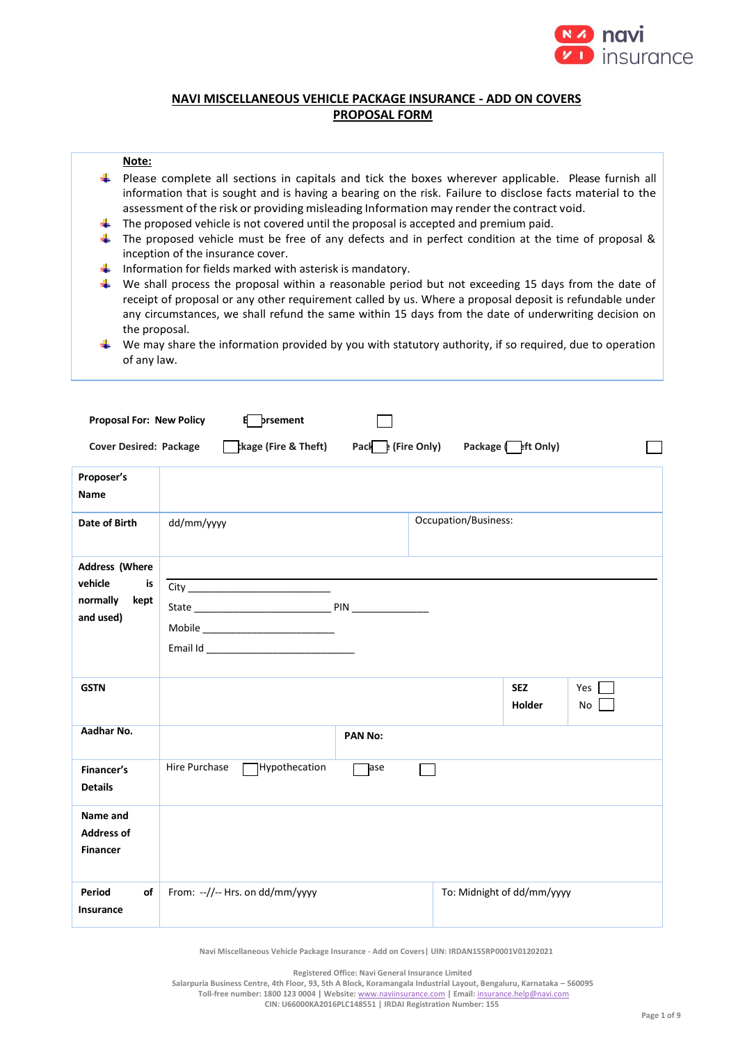# NAVI MISCELLANEOUS VEHICLE PACKAGE INSURANCE - ADD ON COVERS
## PROPOSAL FORM

**Note:**

- Please complete all sections in capitals and tick the boxes wherever applicable. Please furnish all information that is sought and is having a bearing on the risk. Failure to disclose facts material to the assessment of the risk or providing misleading Information may render the contract void.
- The proposed vehicle is not covered until the proposal is accepted and premium paid.
- The proposed vehicle must be free of any defects and in perfect condition at the time of proposal & inception of the insurance cover.
- Information for fields marked with asterisk is mandatory.
- We shall process the proposal within a reasonable period but not exceeding 15 days from the date of receipt of proposal or any other requirement called by us. Where a proposal deposit is refundable under any circumstances, we shall refund the same within 15 days from the date of underwriting decision on the proposal.
- We may share the information provided by you with statutory authority, if so required, due to operation of any law.

**Proposal For:** **New Policy** ☐ **Endorsement** ☐

**Cover Desired:** **Package** ☐ **Package (Fire & Theft)** ☐ **Package (Fire Only)** ☐ **Package (Theft Only)** ☐

| | | | |
|---|---|---|---|
| **Proposer's Name** | | | |
| **Date of Birth** | dd/mm/yyyy | Occupation/Business: | |
| **Address (Where vehicle is normally kept and used)** | City ____________<br>State ____________ PIN ____________<br>Mobile ____________<br>Email Id ____________ | | |
| **GSTN** | | **SEZ Holder** | Yes ☐<br>No ☐ |
| **Aadhar No.** | | **PAN No:** | |
| **Financer's Details** | Hire Purchase ☐ Hypothecation ☐ Lease ☐ | | |
| **Name and Address of Financer** | | | |
| **Period of Insurance** | From: --//-- Hrs. on dd/mm/yyyy | To: Midnight of dd/mm/yyyy | |

Navi Miscellaneous Vehicle Package Insurance - Add on Covers| UIN: IRDAN155RP0001V01202021

Registered Office: Navi General Insurance Limited
Salarpuria Business Centre, 4th Floor, 93, 5th A Block, Koramangala Industrial Layout, Bengaluru, Karnataka – 560095
Toll-free number: 1800 123 0004 | Website: www.naviinsurance.com | Email: insurance.help@navi.com
CIN: U66000KA2016PLC148551 | IRDAI Registration Number: 155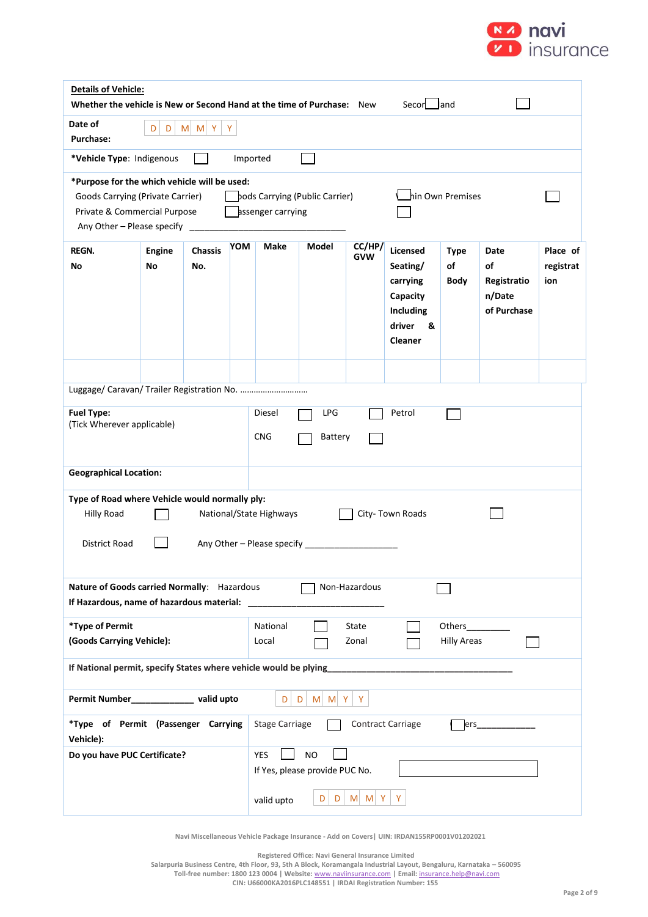**Details of Vehicle:**

**Whether the vehicle is New or Second Hand at the time of Purchase:** New ☐ Second Hand ☐

**Date of Purchase:** D D M M Y Y

***Vehicle Type**: Indigenous ☐ Imported ☐

***Purpose for the which vehicle will be used:**

Goods Carrying (Private Carrier) ☐ Goods Carrying (Public Carrier) ☐ Within Own Premises ☐

Private & Commercial Purpose ☐ Passenger carrying ☐

Any Other – Please specify ________________________________

| REGN. No | Engine No | Chassis No. | YOM | Make | Model | CC/HP/ GVW | Licensed Seating/ carrying Capacity Including driver & Cleaner | Type of Body | Date of Registration/Date of Purchase | Place of registration |
|---|---|---|---|---|---|---|---|---|---|---|
| | | | | | | | | | | |

Luggage/ Caravan/ Trailer Registration No. ………………………….

| | |
|---|---|
| **Fuel Type:** (Tick Wherever applicable) | Diesel ☐ LPG ☐ Petrol ☐<br>CNG ☐ Battery ☐ |
| **Geographical Location:** | |

**Type of Road where Vehicle would normally ply:**

Hilly Road ☐ National/State Highways ☐ City- Town Roads ☐

District Road ☐ Any Other – Please specify ____________________

**Nature of Goods carried Normally**: Hazardous ☐ Non-Hazardous ☐

**If Hazardous, name of hazardous material:** ____________________________

| | |
|---|---|
| ***Type of Permit (Goods Carrying Vehicle):** | National ☐ State ☐ Others_________ <br>Local ☐ Zonal ☐ Hilly Areas ☐ |

**If National permit, specify States where vehicle would be plying**________________________________________

**Permit Number**_____________ **valid upto** D D M M Y Y

| | |
|---|---|
| ***Type of Permit (Passenger Carrying Vehicle):** | Stage Carriage ☐ Contract Carriage ☐ Others____________ |
| **Do you have PUC Certificate?** | YES ☐ NO ☐<br>If Yes, please provide PUC No. ☐<br>valid upto D D M M Y Y |

Navi Miscellaneous Vehicle Package Insurance - Add on Covers| UIN: IRDAN155RP0001V01202021

Registered Office: Navi General Insurance Limited
Salarpuria Business Centre, 4th Floor, 93, 5th A Block, Koramangala Industrial Layout, Bengaluru, Karnataka – 560095
Toll-free number: 1800 123 0004 | Website: www.naviinsurance.com | Email: insurance.help@navi.com
CIN: U66000KA2016PLC148551 | IRDAI Registration Number: 155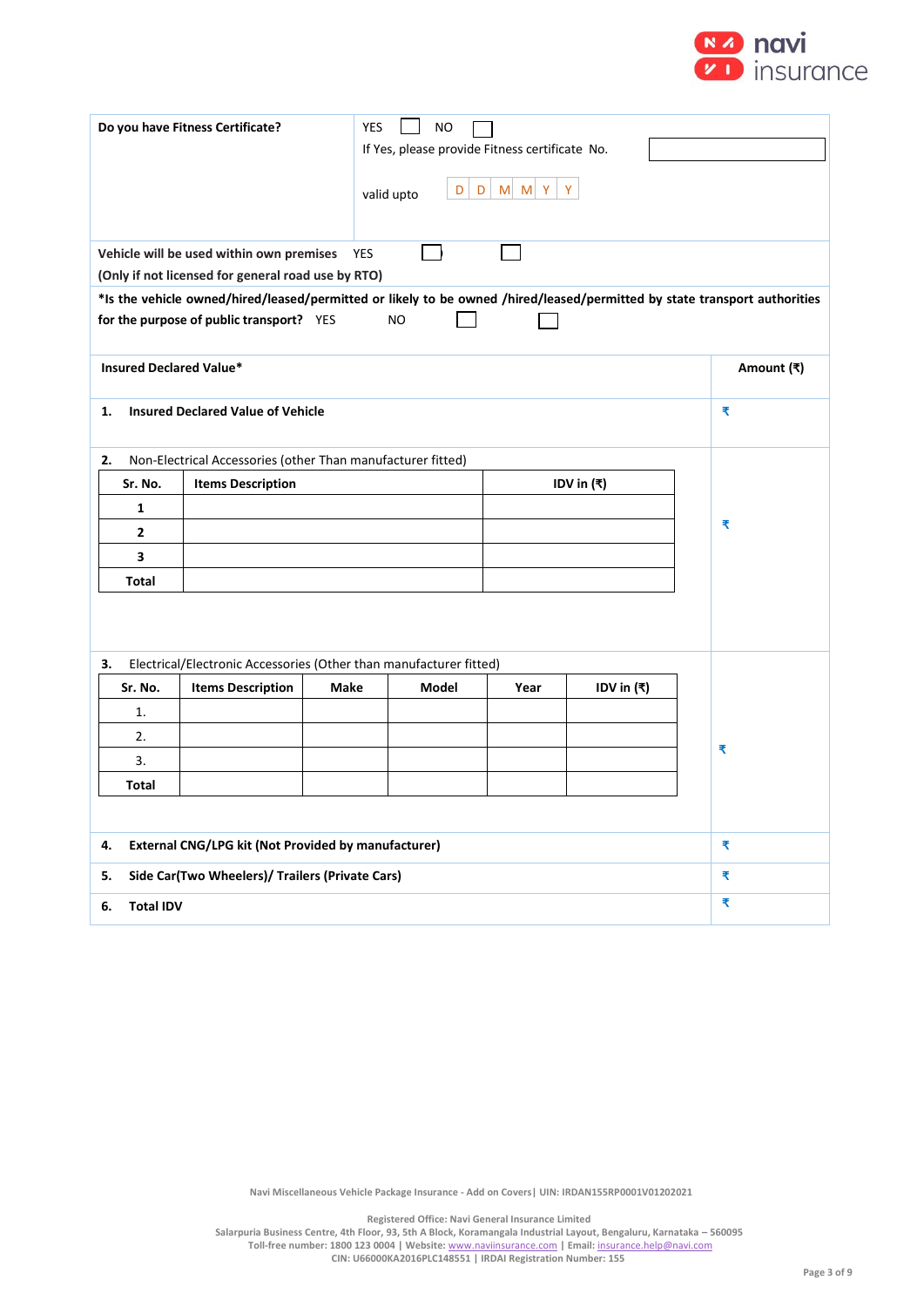| Do you have Fitness Certificate? | YES ☐ NO ☐<br>If Yes, please provide Fitness certificate No. ____<br>valid upto D D M M Y Y |
|---|---|
| Vehicle will be used within own premises (Only if not licensed for general road use by RTO) | YES ☐ ☐ |

**\*Is the vehicle owned/hired/leased/permitted or likely to be owned /hired/leased/permitted by state transport authorities for the purpose of public transport?** YES NO ☐ ☐

| Insured Declared Value* | Amount (₹) |
|---|---|
| **1. Insured Declared Value of Vehicle** | ₹ |
| 2. Non-Electrical Accessories (other Than manufacturer fitted) | ₹ |
| 3. Electrical/Electronic Accessories (Other than manufacturer fitted) | ₹ |
| **4. External CNG/LPG kit (Not Provided by manufacturer)** | ₹ |
| **5. Side Car(Two Wheelers)/ Trailers (Private Cars)** | ₹ |
| **6. Total IDV** | ₹ |

**2.** Non-Electrical Accessories (other Than manufacturer fitted)

| Sr. No. | Items Description | IDV in (₹) |
|---|---|---|
| 1 | | |
| 2 | | |
| 3 | | |
| Total | | |

**3.** Electrical/Electronic Accessories (Other than manufacturer fitted)

| Sr. No. | Items Description | Make | Model | Year | IDV in (₹) |
|---|---|---|---|---|---|
| 1. | | | | | |
| 2. | | | | | |
| 3. | | | | | |
| Total | | | | | |

Navi Miscellaneous Vehicle Package Insurance - Add on Covers| UIN: IRDAN155RP0001V01202021

Registered Office: Navi General Insurance Limited
Salarpuria Business Centre, 4th Floor, 93, 5th A Block, Koramangala Industrial Layout, Bengaluru, Karnataka – 560095
Toll-free number: 1800 123 0004 | Website: www.naviinsurance.com | Email: insurance.help@navi.com
CIN: U66000KA2016PLC148551 | IRDAI Registration Number: 155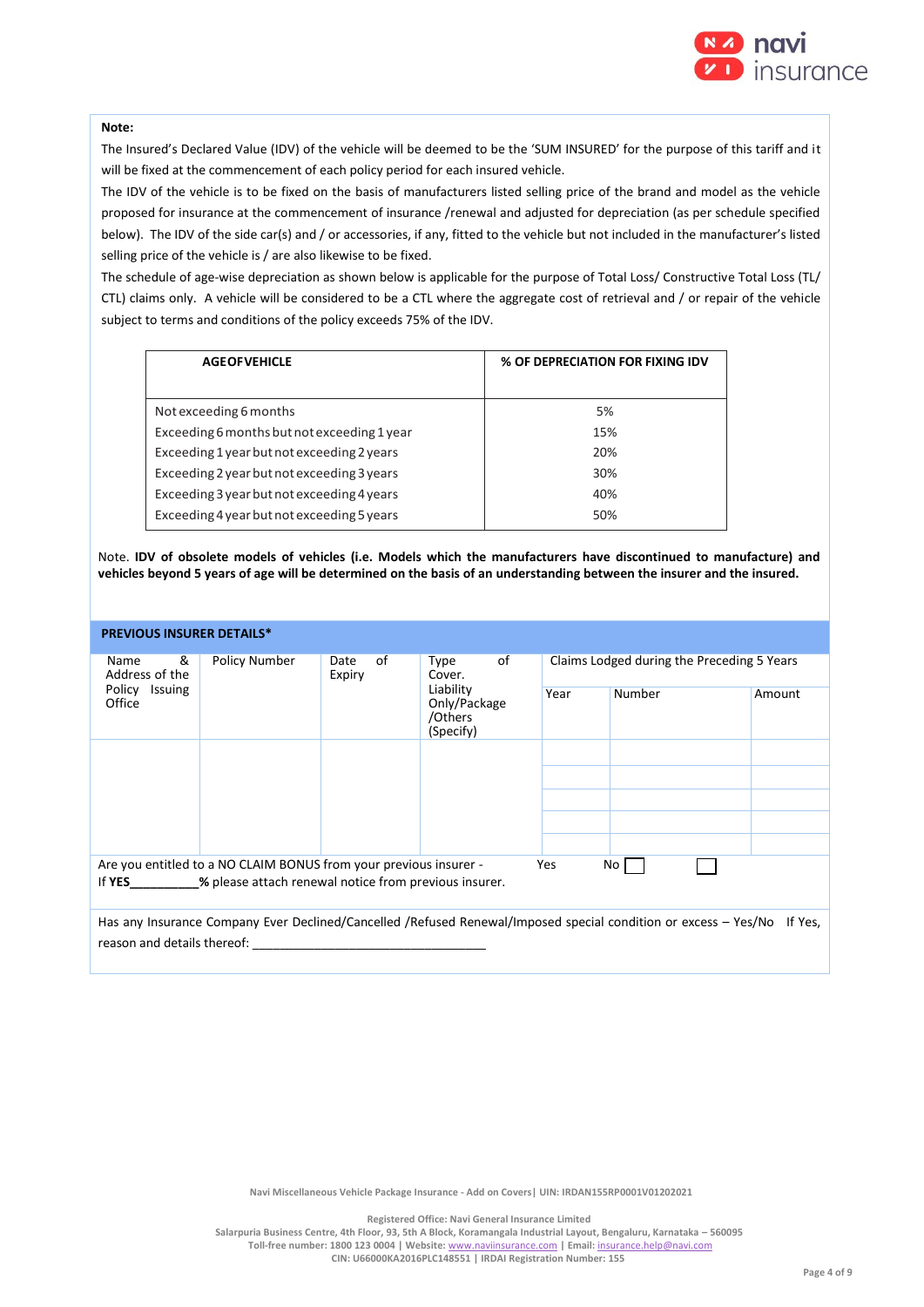**Note:**

The Insured's Declared Value (IDV) of the vehicle will be deemed to be the 'SUM INSURED' for the purpose of this tariff and it will be fixed at the commencement of each policy period for each insured vehicle.

The IDV of the vehicle is to be fixed on the basis of manufacturers listed selling price of the brand and model as the vehicle proposed for insurance at the commencement of insurance /renewal and adjusted for depreciation (as per schedule specified below). The IDV of the side car(s) and / or accessories, if any, fitted to the vehicle but not included in the manufacturer's listed selling price of the vehicle is / are also likewise to be fixed.

The schedule of age-wise depreciation as shown below is applicable for the purpose of Total Loss/ Constructive Total Loss (TL/ CTL) claims only. A vehicle will be considered to be a CTL where the aggregate cost of retrieval and / or repair of the vehicle subject to terms and conditions of the policy exceeds 75% of the IDV.

| AGE OF VEHICLE | % OF DEPRECIATION FOR FIXING IDV |
|---|---|
| Not exceeding 6 months | 5% |
| Exceeding 6 months but not exceeding 1 year | 15% |
| Exceeding 1 year but not exceeding 2 years | 20% |
| Exceeding 2 year but not exceeding 3 years | 30% |
| Exceeding 3 year but not exceeding 4 years | 40% |
| Exceeding 4 year but not exceeding 5 years | 50% |

Note. **IDV of obsolete models of vehicles (i.e. Models which the manufacturers have discontinued to manufacture) and vehicles beyond 5 years of age will be determined on the basis of an understanding between the insurer and the insured.**

## PREVIOUS INSURER DETAILS*

| Name & Address of the Policy Issuing Office | Policy Number | Date of Expiry | Type of Cover. Liability Only/Package /Others (Specify) | Claims Lodged during the Preceding 5 Years | | |
|---|---|---|---|---|---|---|
| | | | | Year | Number | Amount |
| | | | | | | |
| | | | | | | |
| | | | | | | |
| | | | | | | |

Are you entitled to a NO CLAIM BONUS from your previous insurer - Yes ☐ No ☐

If **YES**__________% please attach renewal notice from previous insurer.

Has any Insurance Company Ever Declined/Cancelled /Refused Renewal/Imposed special condition or excess – Yes/No If Yes, reason and details thereof: ___________________________________

Navi Miscellaneous Vehicle Package Insurance - Add on Covers| UIN: IRDAN155RP0001V01202021

Registered Office: Navi General Insurance Limited
Salarpuria Business Centre, 4th Floor, 93, 5th A Block, Koramangala Industrial Layout, Bengaluru, Karnataka – 560095
Toll-free number: 1800 123 0004 | Website: www.naviinsurance.com | Email: insurance.help@navi.com
CIN: U66000KA2016PLC148551 | IRDAI Registration Number: 155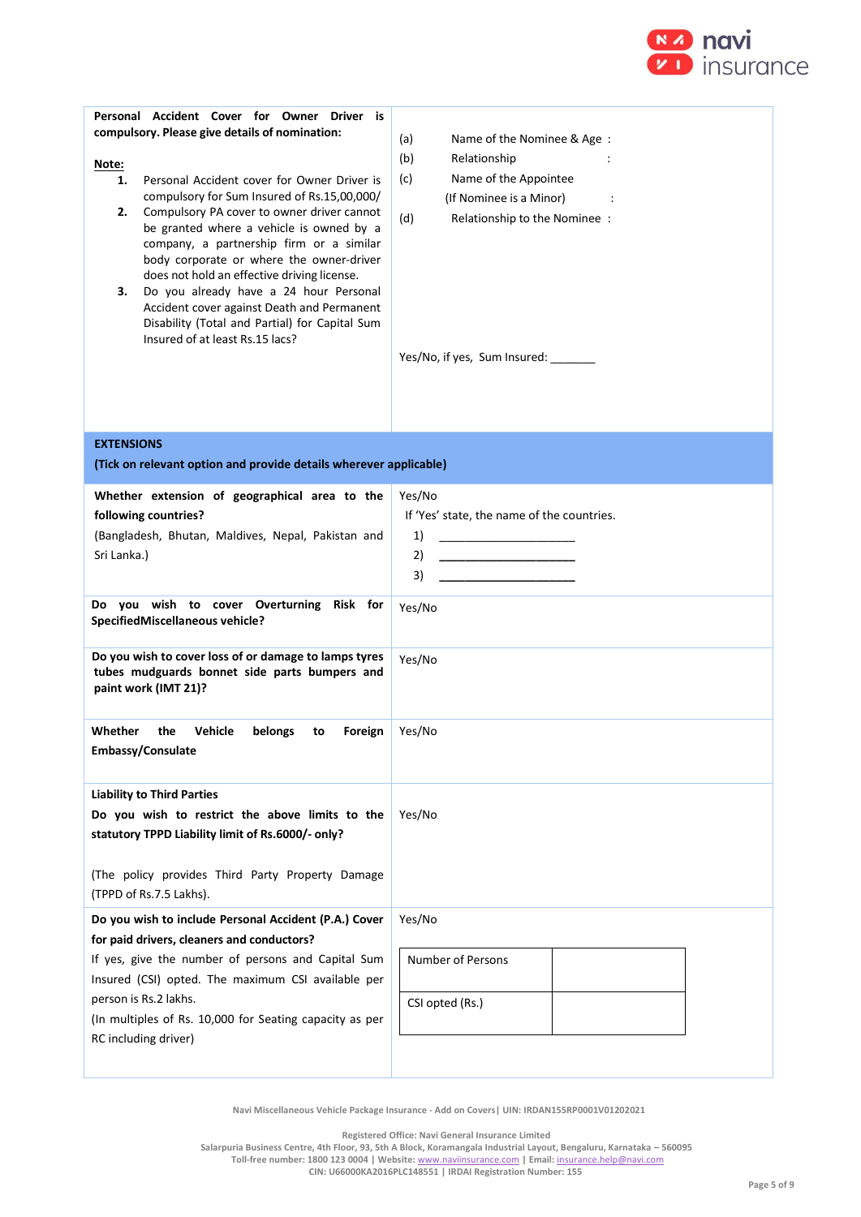| | |
|---|---|
| **Personal Accident Cover for Owner Driver is compulsory. Please give details of nomination:**<br><br>**Note:**<br>**1.** Personal Accident cover for Owner Driver is compulsory for Sum Insured of Rs.15,00,000/<br>**2.** Compulsory PA cover to owner driver cannot be granted where a vehicle is owned by a company, a partnership firm or a similar body corporate or where the owner-driver does not hold an effective driving license.<br>**3.** Do you already have a 24 hour Personal Accident cover against Death and Permanent Disability (Total and Partial) for Capital Sum Insured of at least Rs.15 lacs? | (a) Name of the Nominee & Age :<br>(b) Relationship :<br>(c) Name of the Appointee (If Nominee is a Minor) :<br>(d) Relationship to the Nominee :<br><br>Yes/No, if yes, Sum Insured: _______ |
| **EXTENSIONS**<br>**(Tick on relevant option and provide details wherever applicable)** | |
| **Whether extension of geographical area to the following countries?**<br>(Bangladesh, Bhutan, Maldives, Nepal, Pakistan and Sri Lanka.) | Yes/No<br>If 'Yes' state, the name of the countries.<br>1) ____________________<br>2) ____________________<br>3) ____________________ |
| **Do you wish to cover Overturning Risk for SpecifiedMiscellaneous vehicle?** | Yes/No |
| **Do you wish to cover loss of or damage to lamps tyres tubes mudguards bonnet side parts bumpers and paint work (IMT 21)?** | Yes/No |
| **Whether the Vehicle belongs to Foreign Embassy/Consulate** | Yes/No |
| **Liability to Third Parties**<br>**Do you wish to restrict the above limits to the statutory TPPD Liability limit of Rs.6000/- only?**<br><br>(The policy provides Third Party Property Damage (TPPD of Rs.7.5 Lakhs). | Yes/No |
| **Do you wish to include Personal Accident (P.A.) Cover for paid drivers, cleaners and conductors?**<br>If yes, give the number of persons and Capital Sum Insured (CSI) opted. The maximum CSI available per person is Rs.2 lakhs.<br>(In multiples of Rs. 10,000 for Seating capacity as per RC including driver) | Yes/No<br><br>Number of Persons: <br>CSI opted (Rs.): |

Navi Miscellaneous Vehicle Package Insurance - Add on Covers| UIN: IRDAN155RP0001V01202021

Registered Office: Navi General Insurance Limited
Salarpuria Business Centre, 4th Floor, 93, 5th A Block, Koramangala Industrial Layout, Bengaluru, Karnataka – 560095
Toll-free number: 1800 123 0004 | Website: www.naviinsurance.com | Email: insurance.help@navi.com
CIN: U66000KA2016PLC148551 | IRDAI Registration Number: 155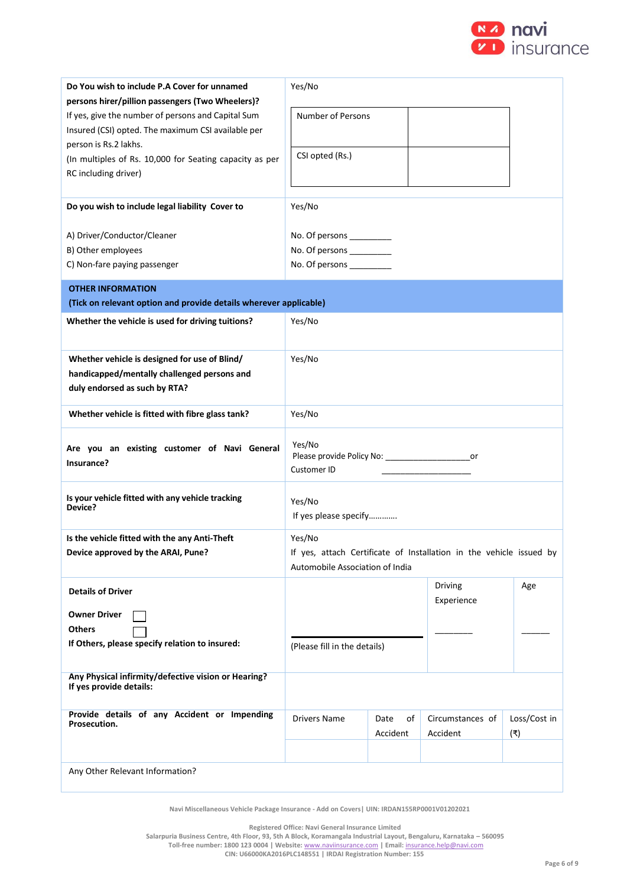| | |
|---|---|
| **Do You wish to include P.A Cover for unnamed persons hirer/pillion passengers (Two Wheelers)?**<br>If yes, give the number of persons and Capital Sum Insured (CSI) opted. The maximum CSI available per person is Rs.2 lakhs.<br>(In multiples of Rs. 10,000 for Seating capacity as per RC including driver) | Yes/No<br><br>Number of Persons: ______<br>CSI opted (Rs.): ______ |
| **Do you wish to include legal liability Cover to**<br><br>A) Driver/Conductor/Cleaner<br>B) Other employees<br>C) Non-fare paying passenger | Yes/No<br><br>No. Of persons _________<br>No. Of persons _________<br>No. Of persons _________ |
| **OTHER INFORMATION**<br>**(Tick on relevant option and provide details wherever applicable)** | |
| **Whether the vehicle is used for driving tuitions?** | Yes/No |
| **Whether vehicle is designed for use of Blind/ handicapped/mentally challenged persons and duly endorsed as such by RTA?** | Yes/No |
| **Whether vehicle is fitted with fibre glass tank?** | Yes/No |
| **Are you an existing customer of Navi General Insurance?** | Yes/No<br>Please provide Policy No: __________________or<br>Customer ID ____________________ |
| **Is your vehicle fitted with any vehicle tracking Device?** | Yes/No<br>If yes please specify………… |
| **Is the vehicle fitted with the any Anti-Theft Device approved by the ARAI, Pune?** | Yes/No<br>If yes, attach Certificate of Installation in the vehicle issued by Automobile Association of India |

| **Details of Driver** | | Driving Experience | Age |
|---|---|---|---|
| **Owner Driver** ☐<br>**Others** ☐<br>**If Others, please specify relation to insured:** | (Please fill in the details) | ________ | ______ |
| **Any Physical infirmity/defective vision or Hearing? If yes provide details:** | | | |

| **Provide details of any Accident or Impending Prosecution.** | Drivers Name | Date of Accident | Circumstances of Accident | Loss/Cost in (₹) |
|---|---|---|---|---|
| | | | | |
| Any Other Relevant Information? | | | | |

Navi Miscellaneous Vehicle Package Insurance - Add on Covers| UIN: IRDAN155RP0001V01202021

Registered Office: Navi General Insurance Limited
Salarpuria Business Centre, 4th Floor, 93, 5th A Block, Koramangala Industrial Layout, Bengaluru, Karnataka – 560095
Toll-free number: 1800 123 0004 | Website: www.naviinsurance.com | Email: insurance.help@navi.com
CIN: U66000KA2016PLC148551 | IRDAI Registration Number: 155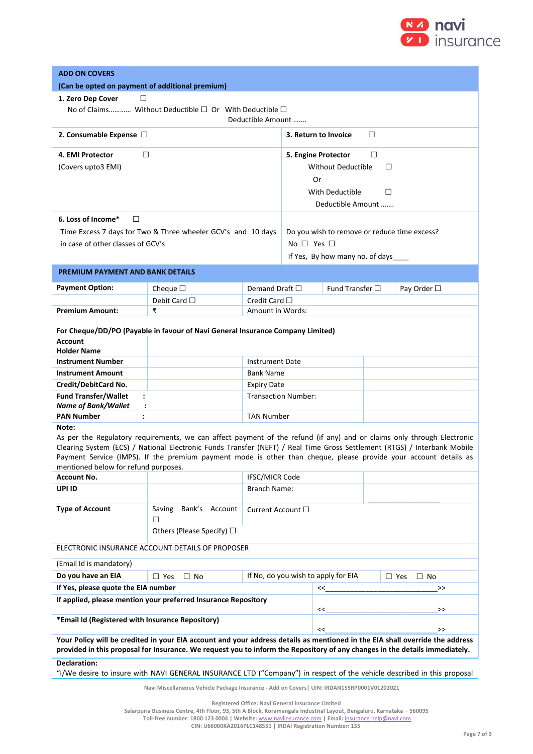| ADD ON COVERS (Can be opted on payment of additional premium) | |
|---|---|
| **1. Zero Dep Cover** ☐ No of Claims………… Without Deductible ☐ Or With Deductible ☐ Deductible Amount ……. | |
| **2. Consumable Expense** ☐ | **3. Return to Invoice** ☐ |
| **4. EMI Protector** ☐ (Covers upto3 EMI) | **5. Engine Protector** ☐ Without Deductible ☐ Or With Deductible ☐ Deductible Amount ……. |
| **6. Loss of Income*** ☐ Time Excess 7 days for Two & Three wheeler GCV's and 10 days in case of other classes of GCV's | Do you wish to remove or reduce time excess? No ☐ Yes ☐ If Yes, By how many no. of days____ |

**PREMIUM PAYMENT AND BANK DETAILS**

| Payment Option: | Cheque ☐ | Demand Draft ☐ | Fund Transfer ☐ | Pay Order ☐ |
|---|---|---|---|---|
| | Debit Card ☐ | Credit Card ☐ | | |
| **Premium Amount:** | ₹ | Amount in Words: | | |

**For Cheque/DD/PO (Payable in favour of Navi General Insurance Company Limited)**

| | | | |
|---|---|---|---|
| **Account Holder Name** | | | |
| **Instrument Number** | | Instrument Date | |
| **Instrument Amount** | | Bank Name | |
| **Credit/DebitCard No.** | | Expiry Date | |
| **Fund Transfer/Wallet :** ***Name of Bank/Wallet :*** | | Transaction Number: | |
| **PAN Number :** | | TAN Number | |

**Note:**
As per the Regulatory requirements, we can affect payment of the refund (if any) and or claims only through Electronic Clearing System (ECS) / National Electronic Funds Transfer (NEFT) / Real Time Gross Settlement (RTGS) / Interbank Mobile Payment Service (IMPS). If the premium payment mode is other than cheque, please provide your account details as mentioned below for refund purposes.

| | | | |
|---|---|---|---|
| **Account No.** | | IFSC/MICR Code | |
| **UPI ID** | | Branch Name: | |
| **Type of Account** | Saving Bank's Account ☐ | Current Account ☐ | |
| | Others (Please Specify) ☐ | | |

ELECTRONIC INSURANCE ACCOUNT DETAILS OF PROPOSER

(Email Id is mandatory)

| | | | |
|---|---|---|---|
| **Do you have an EIA** | ☐ Yes ☐ No | If No, do you wish to apply for EIA | ☐ Yes ☐ No |
| **If Yes, please quote the EIA number** | | | <<______________________________>> |
| **If applied, please mention your preferred Insurance Repository** | | | <<______________________________>> |
| ***Email Id (Registered with Insurance Repository)** | | | <<______________________________>> |

**Your Policy will be credited in your EIA account and your address details as mentioned in the EIA shall override the address provided in this proposal for Insurance. We request you to inform the Repository of any changes in the details immediately.**

**Declaration:**
"I/We desire to insure with NAVI GENERAL INSURANCE LTD ("Company") in respect of the vehicle described in this proposal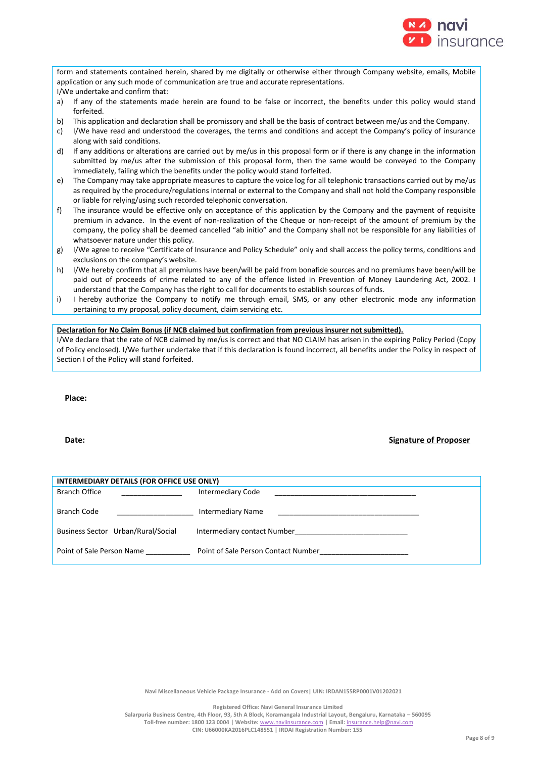form and statements contained herein, shared by me digitally or otherwise either through Company website, emails, Mobile application or any such mode of communication are true and accurate representations.

I/We undertake and confirm that:

a) If any of the statements made herein are found to be false or incorrect, the benefits under this policy would stand forfeited.
b) This application and declaration shall be promissory and shall be the basis of contract between me/us and the Company.
c) I/We have read and understood the coverages, the terms and conditions and accept the Company's policy of insurance along with said conditions.
d) If any additions or alterations are carried out by me/us in this proposal form or if there is any change in the information submitted by me/us after the submission of this proposal form, then the same would be conveyed to the Company immediately, failing which the benefits under the policy would stand forfeited.
e) The Company may take appropriate measures to capture the voice log for all telephonic transactions carried out by me/us as required by the procedure/regulations internal or external to the Company and shall not hold the Company responsible or liable for relying/using such recorded telephonic conversation.
f) The insurance would be effective only on acceptance of this application by the Company and the payment of requisite premium in advance. In the event of non-realization of the Cheque or non-receipt of the amount of premium by the company, the policy shall be deemed cancelled "ab initio" and the Company shall not be responsible for any liabilities of whatsoever nature under this policy.
g) I/We agree to receive "Certificate of Insurance and Policy Schedule" only and shall access the policy terms, conditions and exclusions on the company's website.
h) I/We hereby confirm that all premiums have been/will be paid from bonafide sources and no premiums have been/will be paid out of proceeds of crime related to any of the offence listed in Prevention of Money Laundering Act, 2002. I understand that the Company has the right to call for documents to establish sources of funds.
i) I hereby authorize the Company to notify me through email, SMS, or any other electronic mode any information pertaining to my proposal, policy document, claim servicing etc.

**Declaration for No Claim Bonus (if NCB claimed but confirmation from previous insurer not submitted).**

I/We declare that the rate of NCB claimed by me/us is correct and that NO CLAIM has arisen in the expiring Policy Period (Copy of Policy enclosed). I/We further undertake that if this declaration is found incorrect, all benefits under the Policy in respect of Section I of the Policy will stand forfeited.

**Place:**

**Date:** **Signature of Proposer**

| **INTERMEDIARY DETAILS (FOR OFFICE USE ONLY)** | |
|---|---|
| Branch Office ______________ | Intermediary Code ________________________________ |
| Branch Code __________________ | Intermediary Name ________________________________ |
| Business Sector Urban/Rural/Social | Intermediary contact Number__________________________ |
| Point of Sale Person Name __________ | Point of Sale Person Contact Number_____________________ |

Navi Miscellaneous Vehicle Package Insurance - Add on Covers| UIN: IRDAN155RP0001V01202021

Registered Office: Navi General Insurance Limited
Salarpuria Business Centre, 4th Floor, 93, 5th A Block, Koramangala Industrial Layout, Bengaluru, Karnataka – 560095
Toll-free number: 1800 123 0004 | Website: www.naviinsurance.com | Email: insurance.help@navi.com
CIN: U66000KA2016PLC148551 | IRDAI Registration Number: 155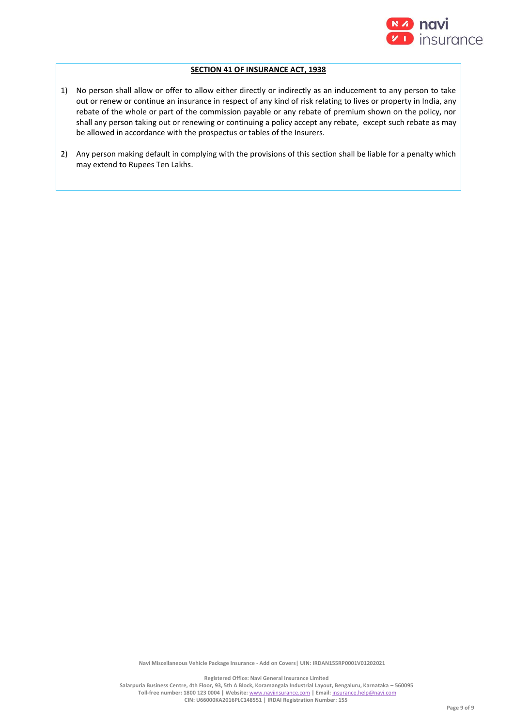## SECTION 41 OF INSURANCE ACT, 1938

1) No person shall allow or offer to allow either directly or indirectly as an inducement to any person to take out or renew or continue an insurance in respect of any kind of risk relating to lives or property in India, any rebate of the whole or part of the commission payable or any rebate of premium shown on the policy, nor shall any person taking out or renewing or continuing a policy accept any rebate, except such rebate as may be allowed in accordance with the prospectus or tables of the Insurers.

2) Any person making default in complying with the provisions of this section shall be liable for a penalty which may extend to Rupees Ten Lakhs.